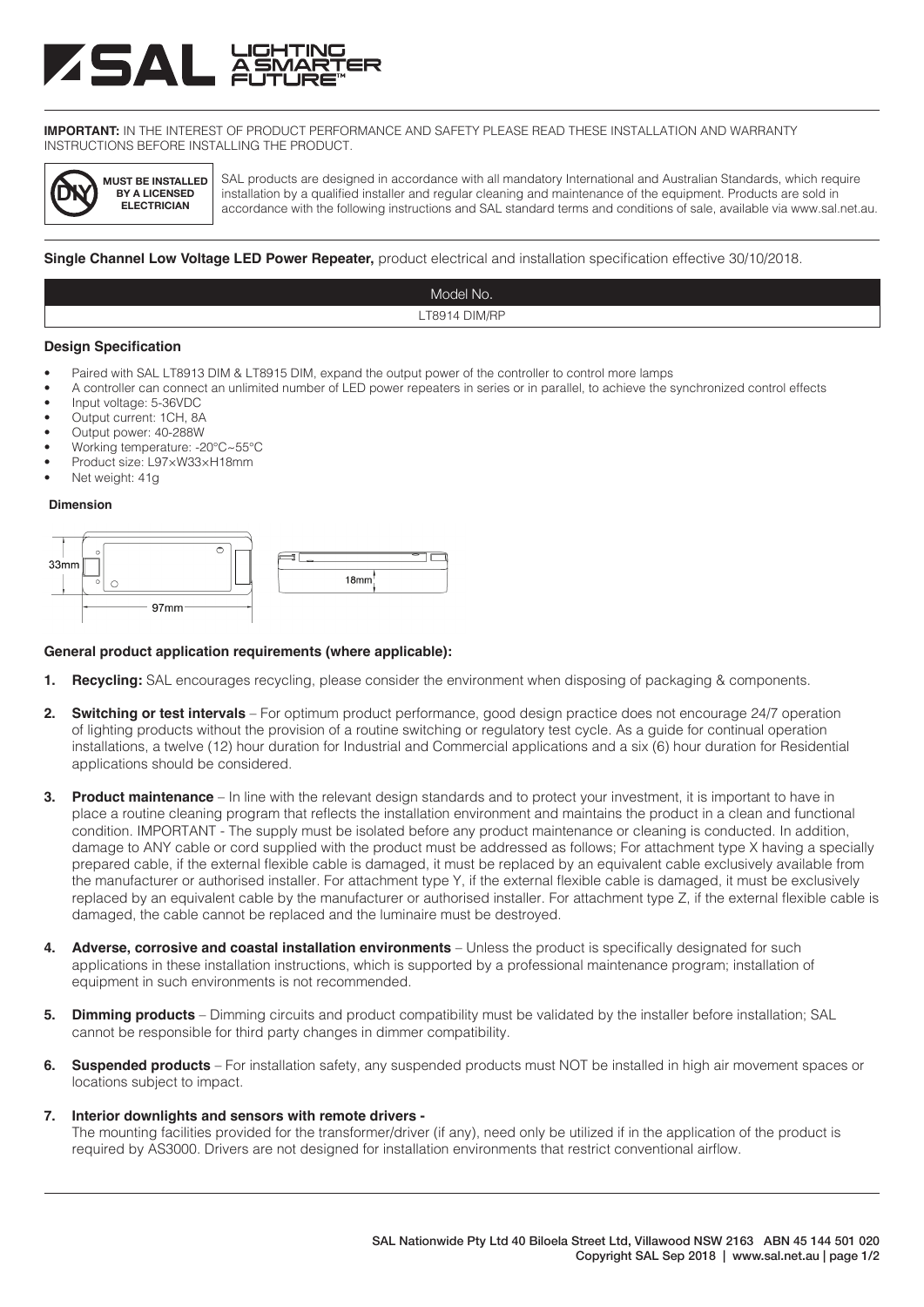# SAL LIGHTING A SMARTER FUTURE™

**IMPORTANT:** IN THE INTEREST OF PRODUCT PERFORMANCE AND SAFETY PLEASE READ THESE INSTALLATION AND WARRANTY INSTRUCTIONS BEFORE INSTALLING THE PRODUCT.

**MUST BE INSTALLED BY A LICENSED ELECTRICIAN**

SAL products are designed in accordance with all mandatory International and Australian Standards, which require installation by a qualified installer and regular cleaning and maintenance of the equipment. Products are sold in accordance with the following instructions and SAL standard terms and conditions of sale, available via www.sal.net.au.

**Single Channel Low Voltage LED Power Repeater,** product electrical and installation specification effective 30/10/2018.

| Model No. |
| --- |
| LT8914 DIM/RP |

### Design Specification

- Paired with SAL LT8913 DIM & LT8915 DIM, expand the output power of the controller to control more lamps
- A controller can connect an unlimited number of LED power repeaters in series or in parallel, to achieve the synchronized control effects
- Input voltage: 5-36VDC
- Output current: 1CH, 8A
- Output power: 40-288W
- Working temperature: -20°C~55°C
- Product size: L97×W33×H18mm
- Net weight: 41g

#### Dimension

33mm

97mm

18mm

### General product application requirements (where applicable):

1. **Recycling:** SAL encourages recycling, please consider the environment when disposing of packaging & components.
2. **Switching or test intervals** – For optimum product performance, good design practice does not encourage 24/7 operation of lighting products without the provision of a routine switching or regulatory test cycle. As a guide for continual operation installations, a twelve (12) hour duration for Industrial and Commercial applications and a six (6) hour duration for Residential applications should be considered.
3. **Product maintenance** – In line with the relevant design standards and to protect your investment, it is important to have in place a routine cleaning program that reflects the installation environment and maintains the product in a clean and functional condition. IMPORTANT - The supply must be isolated before any product maintenance or cleaning is conducted. In addition, damage to ANY cable or cord supplied with the product must be addressed as follows; For attachment type X having a specially prepared cable, if the external flexible cable is damaged, it must be replaced by an equivalent cable exclusively available from the manufacturer or authorised installer. For attachment type Y, if the external flexible cable is damaged, it must be exclusively replaced by an equivalent cable by the manufacturer or authorised installer. For attachment type Z, if the external flexible cable is damaged, the cable cannot be replaced and the luminaire must be destroyed.
4. **Adverse, corrosive and coastal installation environments** – Unless the product is specifically designated for such applications in these installation instructions, which is supported by a professional maintenance program; installation of equipment in such environments is not recommended.
5. **Dimming products** – Dimming circuits and product compatibility must be validated by the installer before installation; SAL cannot be responsible for third party changes in dimmer compatibility.
6. **Suspended products** – For installation safety, any suspended products must NOT be installed in high air movement spaces or locations subject to impact.
7. **Interior downlights and sensors with remote drivers -**
   The mounting facilities provided for the transformer/driver (if any), need only be utilized if in the application of the product is required by AS3000. Drivers are not designed for installation environments that restrict conventional airflow.

SAL Nationwide Pty Ltd 40 Biloela Street Ltd, Villawood NSW 2163 ABN 45 144 501 020
Copyright SAL Sep 2018 | www.sal.net.au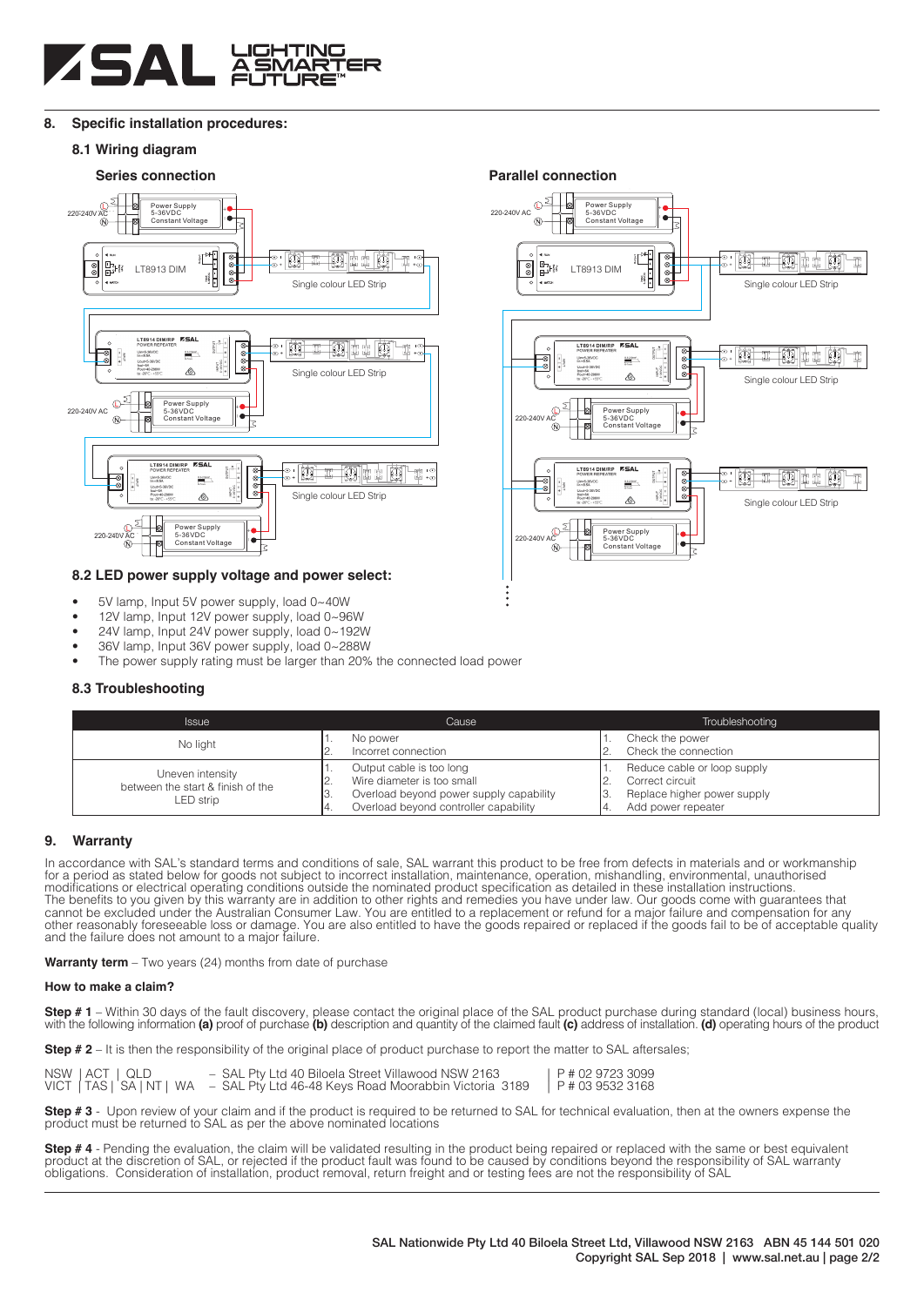## 8. Specific installation procedures:

### 8.1 Wiring diagram

**Series connection**

**Parallel connection**

### 8.2 LED power supply voltage and power select:

- 5V lamp, Input 5V power supply, load 0~40W
- 12V lamp, Input 12V power supply, load 0~96W
- 24V lamp, Input 24V power supply, load 0~192W
- 36V lamp, Input 36V power supply, load 0~288W
- The power supply rating must be larger than 20% the connected load power

### 8.3 Troubleshooting

| Issue | Cause | Troubleshooting |
|---|---|---|
| No light | 1. No power<br>2. Incorrect connection | 1. Check the power<br>2. Check the connection |
| Uneven intensity between the start & finish of the LED strip | 1. Output cable is too long<br>2. Wire diameter is too small<br>3. Overload beyond power supply capability<br>4. Overload beyond controller capability | 1. Reduce cable or loop supply<br>2. Correct circuit<br>3. Replace higher power supply<br>4. Add power repeater |

## 9. Warranty

In accordance with SAL's standard terms and conditions of sale, SAL warrant this product to be free from defects in materials and or workmanship for a period as stated below for goods not subject to incorrect installation, maintenance, operation, mishandling, environmental, unauthorised modifications or electrical operating conditions outside the nominated product specification as detailed in these installation instructions.
The benefits to you given by this warranty are in addition to other rights and remedies you have under law. Our goods come with guarantees that cannot be excluded under the Australian Consumer Law. You are entitled to a replacement or refund for a major failure and compensation for any other reasonably foreseeable loss or damage. You are also entitled to have the goods repaired or replaced if the goods fail to be of acceptable quality and the failure does not amount to a major failure.

**Warranty term** – Two years (24) months from date of purchase

**How to make a claim?**

**Step # 1** – Within 30 days of the fault discovery, please contact the original place of the SAL product purchase during standard (local) business hours, with the following information **(a)** proof of purchase **(b)** description and quantity of the claimed fault **(c)** address of installation. **(d)** operating hours of the product

**Step # 2** – It is then the responsibility of the original place of product purchase to report the matter to SAL aftersales;

| | | |
|---|---|---|
| NSW \| ACT \| QLD | – SAL Pty Ltd 40 Biloela Street Villawood NSW 2163 | P # 02 9723 3099 |
| VICT \| TAS \| SA \| NT \| WA | – SAL Pty Ltd 46-48 Keys Road Moorabbin Victoria 3189 | P # 03 9532 3168 |

**Step # 3** - Upon review of your claim and if the product is required to be returned to SAL for technical evaluation, then at the owners expense the product must be returned to SAL as per the above nominated locations

**Step # 4** - Pending the evaluation, the claim will be validated resulting in the product being repaired or replaced with the same or best equivalent product at the discretion of SAL, or rejected if the product fault was found to be caused by conditions beyond the responsibility of SAL warranty obligations. Consideration of installation, product removal, return freight and or testing fees are not the responsibility of SAL

SAL Nationwide Pty Ltd 40 Biloela Street Ltd, Villawood NSW 2163 ABN 45 144 501 020
Copyright SAL Sep 2018 | www.sal.net.au